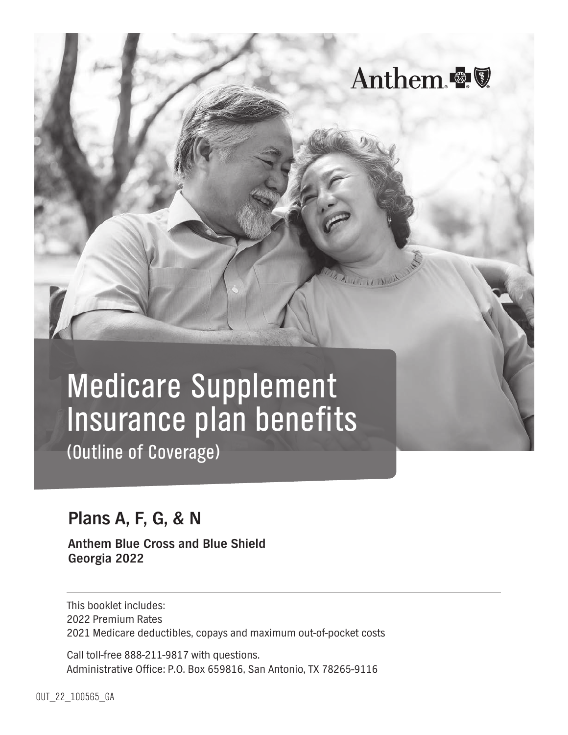Anthem

# Medicare Supplement Insurance plan benefits

(Outline of Coverage)

## Plans A, F, G, & N

**Anthem Blue Cross and Blue Shield**
**Georgia 2022**

This booklet includes:
2022 Premium Rates
2021 Medicare deductibles, copays and maximum out-of-pocket costs

Call toll-free 888-211-9817 with questions.
Administrative Office: P.O. Box 659816, San Antonio, TX 78265-9116

OUT_22_100565_GA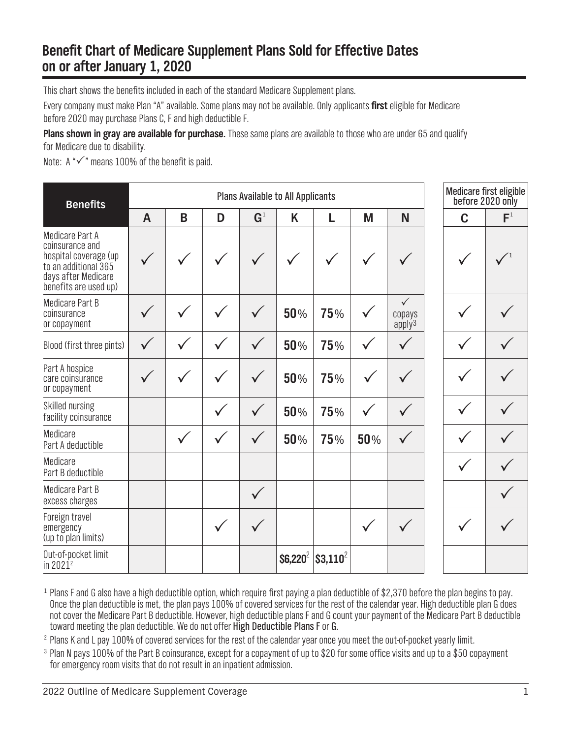# Benefit Chart of Medicare Supplement Plans Sold for Effective Dates on or after January 1, 2020

This chart shows the benefits included in each of the standard Medicare Supplement plans.

Every company must make Plan "A" available. Some plans may not be available. Only applicants **first** eligible for Medicare before 2020 may purchase Plans C, F and high deductible F.

**Plans shown in gray are available for purchase.** These same plans are available to those who are under 65 and qualify for Medicare due to disability.

Note: A "✓" means 100% of the benefit is paid.

| Benefits | Plans Available to All Applicants | | | | | | | | Medicare first eligible before 2020 only | |
|---|---|---|---|---|---|---|---|---|---|---|
| | A | B | D | G[1] | K | L | M | N | C | F[1] |
| Medicare Part A coinsurance and hospital coverage (up to an additional 365 days after Medicare benefits are used up) | ✓ | ✓ | ✓ | ✓ | ✓ | ✓ | ✓ | ✓ | ✓ | ✓[1] |
| Medicare Part B coinsurance or copayment | ✓ | ✓ | ✓ | ✓ | 50% | 75% | ✓ | ✓ copays apply[3] | ✓ | ✓ |
| Blood (first three pints) | ✓ | ✓ | ✓ | ✓ | 50% | 75% | ✓ | ✓ | ✓ | ✓ |
| Part A hospice care coinsurance or copayment | ✓ | ✓ | ✓ | ✓ | 50% | 75% | ✓ | ✓ | ✓ | ✓ |
| Skilled nursing facility coinsurance | | | ✓ | ✓ | 50% | 75% | ✓ | ✓ | ✓ | ✓ |
| Medicare Part A deductible | | ✓ | ✓ | ✓ | 50% | 75% | 50% | ✓ | ✓ | ✓ |
| Medicare Part B deductible | | | | | | | | | ✓ | ✓ |
| Medicare Part B excess charges | | | | ✓ | | | | | | ✓ |
| Foreign travel emergency (up to plan limits) | | | ✓ | ✓ | | | ✓ | ✓ | ✓ | ✓ |
| Out-of-pocket limit in 2021[2] | | | | | $6,220[2] | $3,110[2] | | | | |

[1] Plans F and G also have a high deductible option, which require first paying a plan deductible of $2,370 before the plan begins to pay. Once the plan deductible is met, the plan pays 100% of covered services for the rest of the calendar year. High deductible plan G does not cover the Medicare Part B deductible. However, high deductible plans F and G count your payment of the Medicare Part B deductible toward meeting the plan deductible. We do not offer **High Deductible Plans F** or **G**.

[2] Plans K and L pay 100% of covered services for the rest of the calendar year once you meet the out-of-pocket yearly limit.

[3] Plan N pays 100% of the Part B coinsurance, except for a copayment of up to $20 for some office visits and up to a $50 copayment for emergency room visits that do not result in an inpatient admission.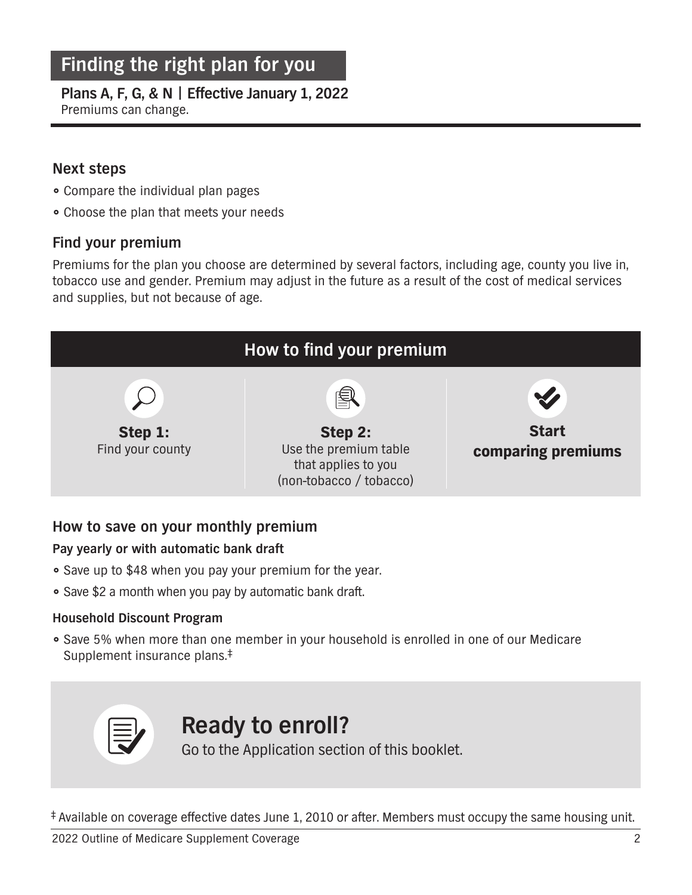# Finding the right plan for you

**Plans A, F, G, & N | Effective January 1, 2022**
Premiums can change.

## Next steps

- Compare the individual plan pages
- Choose the plan that meets your needs

## Find your premium

Premiums for the plan you choose are determined by several factors, including age, county you live in, tobacco use and gender. Premium may adjust in the future as a result of the cost of medical services and supplies, but not because of age.

## How to find your premium

**Step 1:**
Find your county

**Step 2:**
Use the premium table that applies to you (non-tobacco / tobacco)

**Start comparing premiums**

## How to save on your monthly premium

### Pay yearly or with automatic bank draft

- Save up to $48 when you pay your premium for the year.
- Save $2 a month when you pay by automatic bank draft.

### Household Discount Program

- Save 5% when more than one member in your household is enrolled in one of our Medicare Supplement insurance plans.‡

## Ready to enroll?

Go to the Application section of this booklet.

‡ Available on coverage effective dates June 1, 2010 or after. Members must occupy the same housing unit.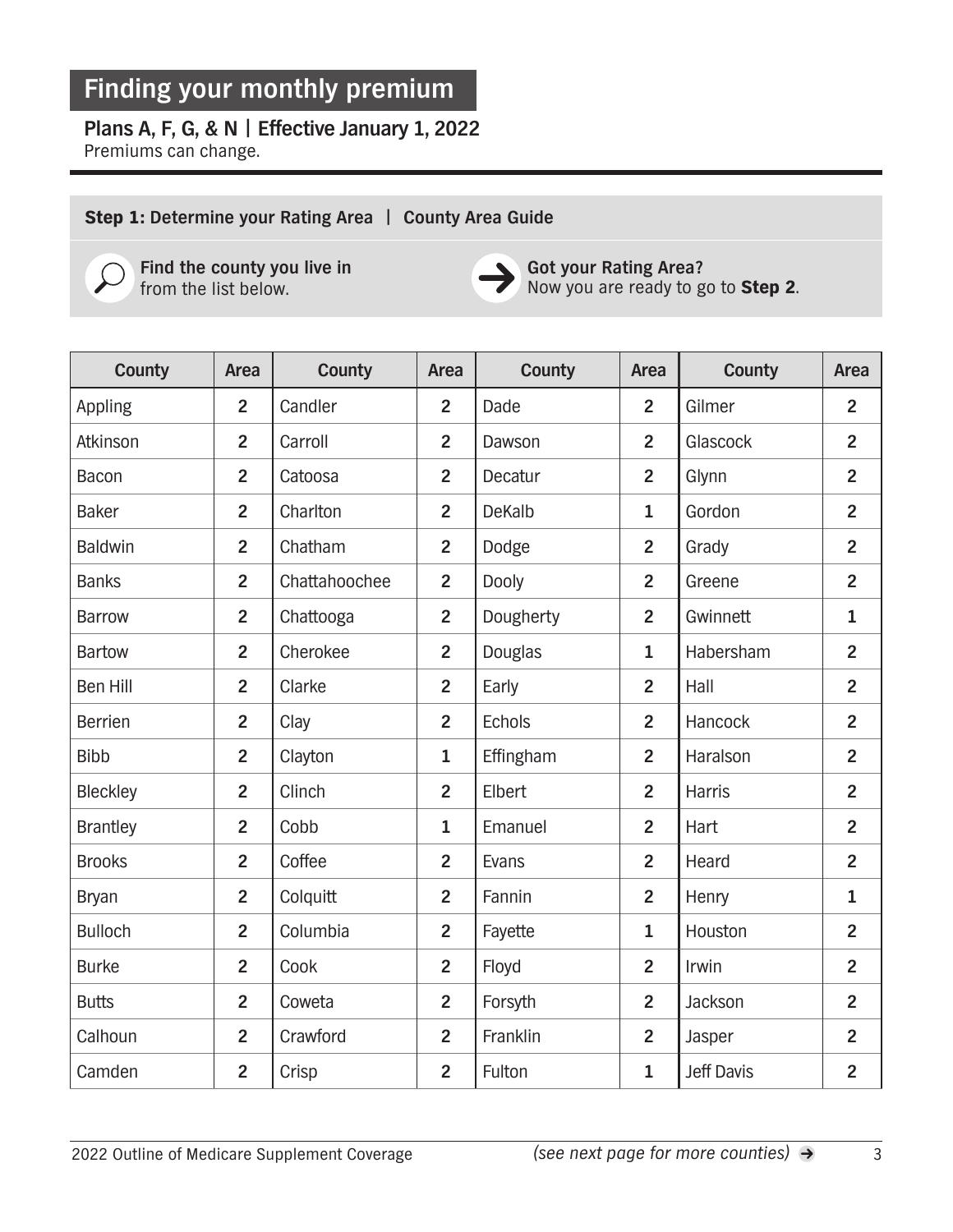## Finding your monthly premium

**Plans A, F, G, & N | Effective January 1, 2022**
Premiums can change.

**Step 1:** **Determine your Rating Area | County Area Guide**

**Find the county you live in** from the list below.

**Got your Rating Area?** Now you are ready to go to **Step 2**.

| County | Area | County | Area | County | Area | County | Area |
|---|---|---|---|---|---|---|---|
| Appling | 2 | Candler | 2 | Dade | 2 | Gilmer | 2 |
| Atkinson | 2 | Carroll | 2 | Dawson | 2 | Glascock | 2 |
| Bacon | 2 | Catoosa | 2 | Decatur | 2 | Glynn | 2 |
| Baker | 2 | Charlton | 2 | DeKalb | 1 | Gordon | 2 |
| Baldwin | 2 | Chatham | 2 | Dodge | 2 | Grady | 2 |
| Banks | 2 | Chattahoochee | 2 | Dooly | 2 | Greene | 2 |
| Barrow | 2 | Chattooga | 2 | Dougherty | 2 | Gwinnett | 1 |
| Bartow | 2 | Cherokee | 2 | Douglas | 1 | Habersham | 2 |
| Ben Hill | 2 | Clarke | 2 | Early | 2 | Hall | 2 |
| Berrien | 2 | Clay | 2 | Echols | 2 | Hancock | 2 |
| Bibb | 2 | Clayton | 1 | Effingham | 2 | Haralson | 2 |
| Bleckley | 2 | Clinch | 2 | Elbert | 2 | Harris | 2 |
| Brantley | 2 | Cobb | 1 | Emanuel | 2 | Hart | 2 |
| Brooks | 2 | Coffee | 2 | Evans | 2 | Heard | 2 |
| Bryan | 2 | Colquitt | 2 | Fannin | 2 | Henry | 1 |
| Bulloch | 2 | Columbia | 2 | Fayette | 1 | Houston | 2 |
| Burke | 2 | Cook | 2 | Floyd | 2 | Irwin | 2 |
| Butts | 2 | Coweta | 2 | Forsyth | 2 | Jackson | 2 |
| Calhoun | 2 | Crawford | 2 | Franklin | 2 | Jasper | 2 |
| Camden | 2 | Crisp | 2 | Fulton | 1 | Jeff Davis | 2 |

*(see next page for more counties)* ➔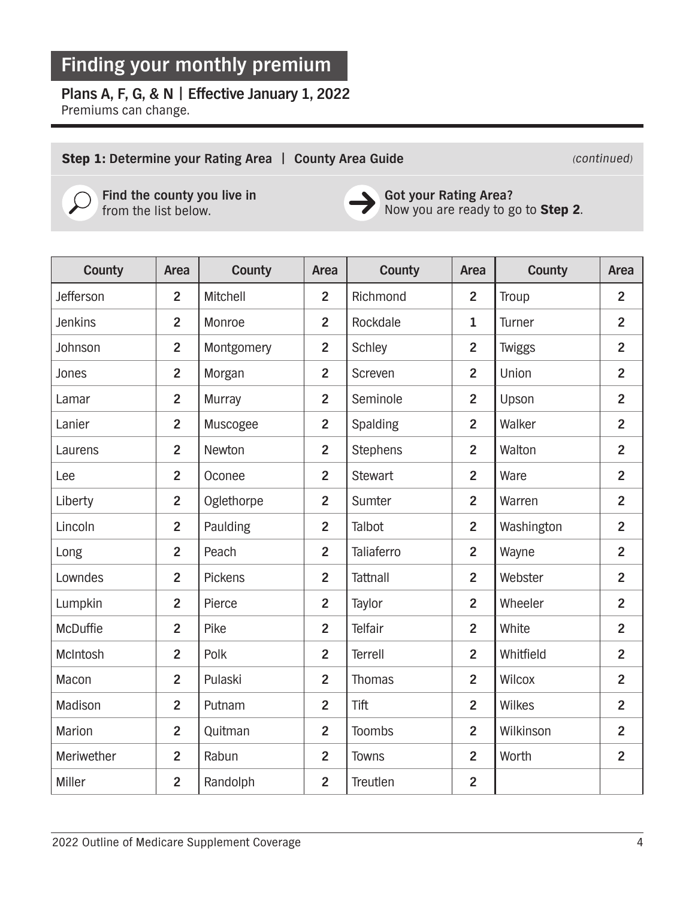## Finding your monthly premium

**Plans A, F, G, & N | Effective January 1, 2022**
Premiums can change.

**Step 1:** **Determine your Rating Area | County Area Guide** *(continued)*

**Find the county you live in** from the list below.

**Got your Rating Area?** Now you are ready to go to **Step 2**.

| County | Area | County | Area | County | Area | County | Area |
|---|---|---|---|---|---|---|---|
| Jefferson | 2 | Mitchell | 2 | Richmond | 2 | Troup | 2 |
| Jenkins | 2 | Monroe | 2 | Rockdale | 1 | Turner | 2 |
| Johnson | 2 | Montgomery | 2 | Schley | 2 | Twiggs | 2 |
| Jones | 2 | Morgan | 2 | Screven | 2 | Union | 2 |
| Lamar | 2 | Murray | 2 | Seminole | 2 | Upson | 2 |
| Lanier | 2 | Muscogee | 2 | Spalding | 2 | Walker | 2 |
| Laurens | 2 | Newton | 2 | Stephens | 2 | Walton | 2 |
| Lee | 2 | Oconee | 2 | Stewart | 2 | Ware | 2 |
| Liberty | 2 | Oglethorpe | 2 | Sumter | 2 | Warren | 2 |
| Lincoln | 2 | Paulding | 2 | Talbot | 2 | Washington | 2 |
| Long | 2 | Peach | 2 | Taliaferro | 2 | Wayne | 2 |
| Lowndes | 2 | Pickens | 2 | Tattnall | 2 | Webster | 2 |
| Lumpkin | 2 | Pierce | 2 | Taylor | 2 | Wheeler | 2 |
| McDuffie | 2 | Pike | 2 | Telfair | 2 | White | 2 |
| McIntosh | 2 | Polk | 2 | Terrell | 2 | Whitfield | 2 |
| Macon | 2 | Pulaski | 2 | Thomas | 2 | Wilcox | 2 |
| Madison | 2 | Putnam | 2 | Tift | 2 | Wilkes | 2 |
| Marion | 2 | Quitman | 2 | Toombs | 2 | Wilkinson | 2 |
| Meriwether | 2 | Rabun | 2 | Towns | 2 | Worth | 2 |
| Miller | 2 | Randolph | 2 | Treutlen | 2 | | |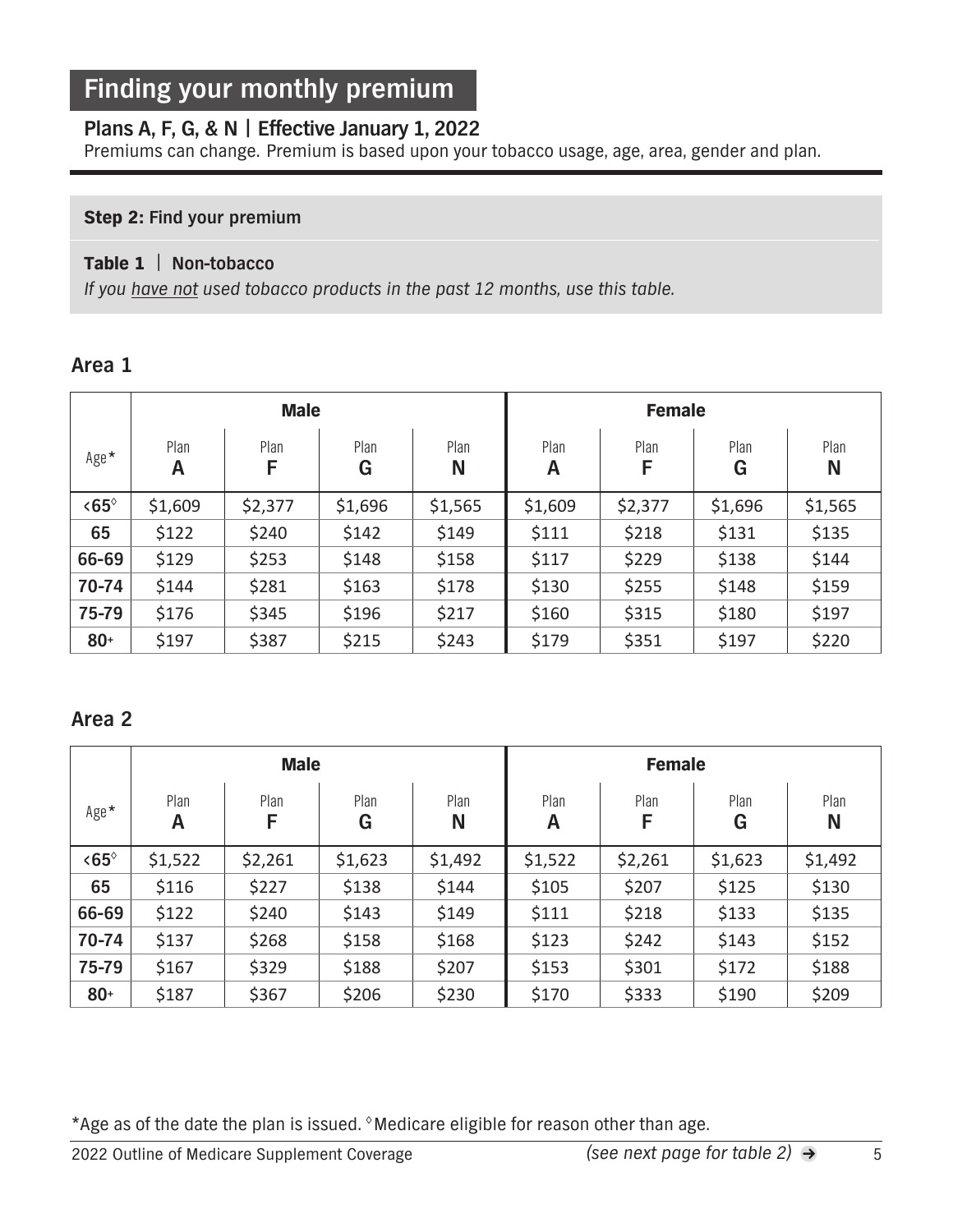# Finding your monthly premium

### Plans A, F, G, & N | Effective January 1, 2022

Premiums can change. Premium is based upon your tobacco usage, age, area, gender and plan.

**Step 2:** **Find your premium**

**Table 1** | **Non-tobacco**

*If you have not used tobacco products in the past 12 months, use this table.*

### Area 1

| Age* | Male | | | | Female | | | |
|---|---|---|---|---|---|---|---|---|
| | Plan A | Plan F | Plan G | Plan N | Plan A | Plan F | Plan G | Plan N |
| **<65◊** | $1,609 | $2,377 | $1,696 | $1,565 | $1,609 | $2,377 | $1,696 | $1,565 |
| **65** | $122 | $240 | $142 | $149 | $111 | $218 | $131 | $135 |
| **66-69** | $129 | $253 | $148 | $158 | $117 | $229 | $138 | $144 |
| **70-74** | $144 | $281 | $163 | $178 | $130 | $255 | $148 | $159 |
| **75-79** | $176 | $345 | $196 | $217 | $160 | $315 | $180 | $197 |
| **80+** | $197 | $387 | $215 | $243 | $179 | $351 | $197 | $220 |

### Area 2

| Age* | Male | | | | Female | | | |
|---|---|---|---|---|---|---|---|---|
| | Plan A | Plan F | Plan G | Plan N | Plan A | Plan F | Plan G | Plan N |
| **<65◊** | $1,522 | $2,261 | $1,623 | $1,492 | $1,522 | $2,261 | $1,623 | $1,492 |
| **65** | $116 | $227 | $138 | $144 | $105 | $207 | $125 | $130 |
| **66-69** | $122 | $240 | $143 | $149 | $111 | $218 | $133 | $135 |
| **70-74** | $137 | $268 | $158 | $168 | $123 | $242 | $143 | $152 |
| **75-79** | $167 | $329 | $188 | $207 | $153 | $301 | $172 | $188 |
| **80+** | $187 | $367 | $206 | $230 | $170 | $333 | $190 | $209 |

*Age as of the date the plan is issued. ◊Medicare eligible for reason other than age.

*(see next page for table 2)* →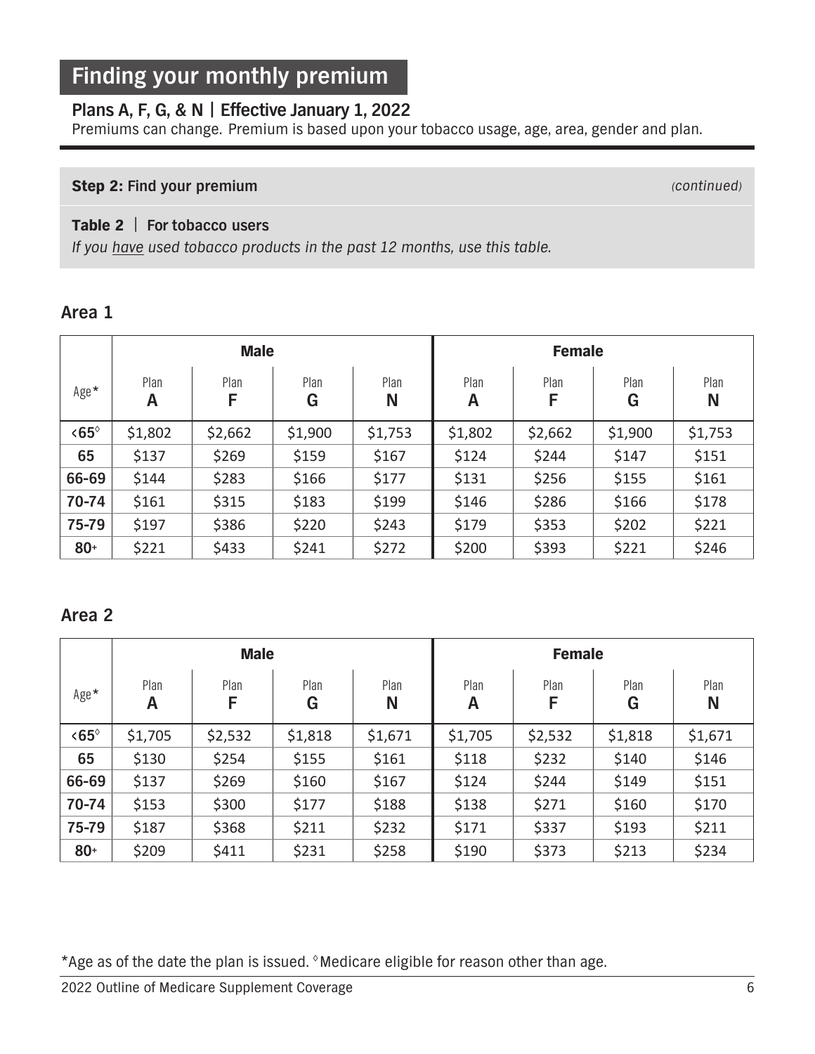## Finding your monthly premium

### Plans A, F, G, & N | Effective January 1, 2022

Premiums can change. Premium is based upon your tobacco usage, age, area, gender and plan.

**Step 2:** **Find your premium** *(continued)*

**Table 2** | **For tobacco users**

*If you have used tobacco products in the past 12 months, use this table.*

### Area 1

| Age* | Male | | | | Female | | | |
|---|---|---|---|---|---|---|---|---|
| | Plan A | Plan F | Plan G | Plan N | Plan A | Plan F | Plan G | Plan N |
| **<65**◊ | $1,802 | $2,662 | $1,900 | $1,753 | $1,802 | $2,662 | $1,900 | $1,753 |
| **65** | $137 | $269 | $159 | $167 | $124 | $244 | $147 | $151 |
| **66-69** | $144 | $283 | $166 | $177 | $131 | $256 | $155 | $161 |
| **70-74** | $161 | $315 | $183 | $199 | $146 | $286 | $166 | $178 |
| **75-79** | $197 | $386 | $220 | $243 | $179 | $353 | $202 | $221 |
| **80+** | $221 | $433 | $241 | $272 | $200 | $393 | $221 | $246 |

### Area 2

| Age* | Male | | | | Female | | | |
|---|---|---|---|---|---|---|---|---|
| | Plan A | Plan F | Plan G | Plan N | Plan A | Plan F | Plan G | Plan N |
| **<65**◊ | $1,705 | $2,532 | $1,818 | $1,671 | $1,705 | $2,532 | $1,818 | $1,671 |
| **65** | $130 | $254 | $155 | $161 | $118 | $232 | $140 | $146 |
| **66-69** | $137 | $269 | $160 | $167 | $124 | $244 | $149 | $151 |
| **70-74** | $153 | $300 | $177 | $188 | $138 | $271 | $160 | $170 |
| **75-79** | $187 | $368 | $211 | $232 | $171 | $337 | $193 | $211 |
| **80+** | $209 | $411 | $231 | $258 | $190 | $373 | $213 | $234 |

*Age as of the date the plan is issued. ◊Medicare eligible for reason other than age.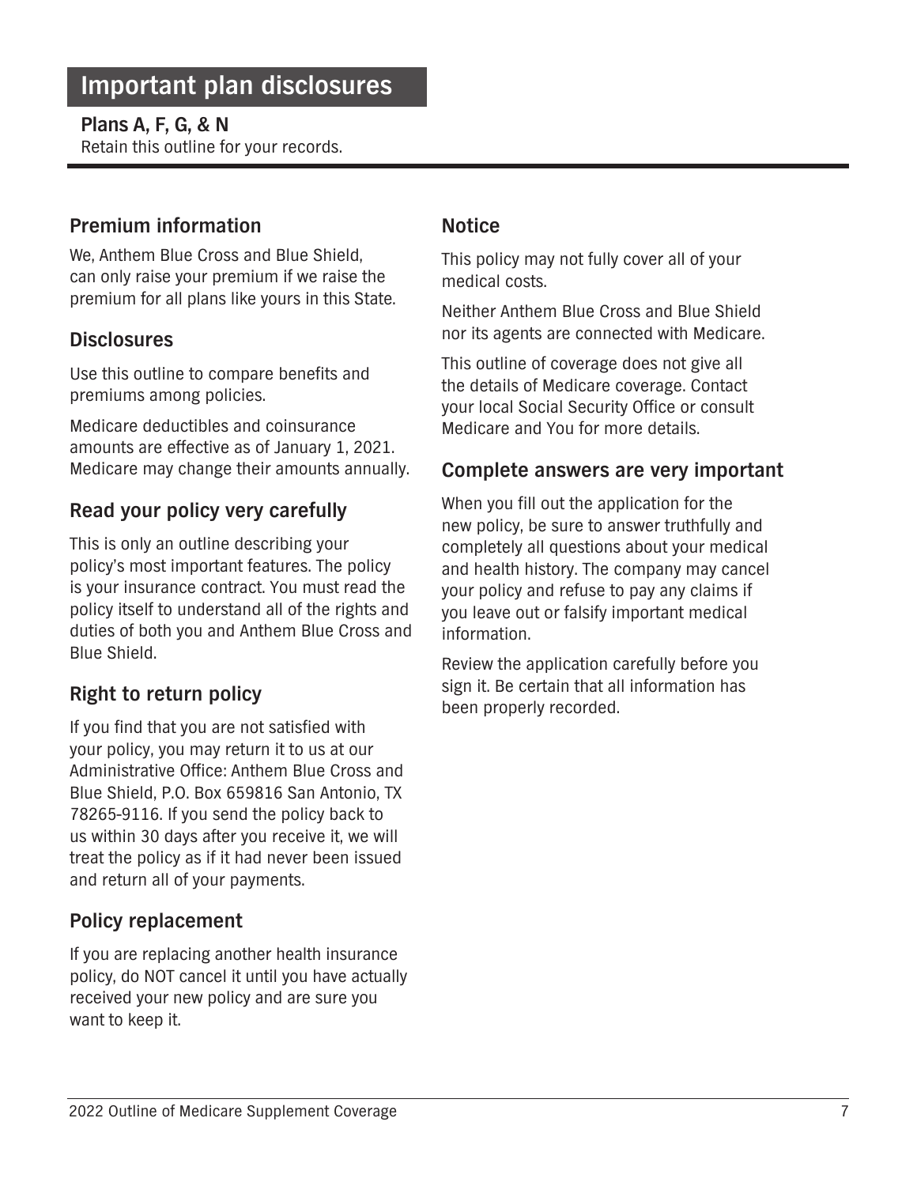# Important plan disclosures

**Plans A, F, G, & N**

Retain this outline for your records.

## Premium information

We, Anthem Blue Cross and Blue Shield, can only raise your premium if we raise the premium for all plans like yours in this State.

## Disclosures

Use this outline to compare benefits and premiums among policies.

Medicare deductibles and coinsurance amounts are effective as of January 1, 2021. Medicare may change their amounts annually.

## Read your policy very carefully

This is only an outline describing your policy's most important features. The policy is your insurance contract. You must read the policy itself to understand all of the rights and duties of both you and Anthem Blue Cross and Blue Shield.

## Right to return policy

If you find that you are not satisfied with your policy, you may return it to us at our Administrative Office: Anthem Blue Cross and Blue Shield, P.O. Box 659816 San Antonio, TX 78265-9116. If you send the policy back to us within 30 days after you receive it, we will treat the policy as if it had never been issued and return all of your payments.

## Policy replacement

If you are replacing another health insurance policy, do NOT cancel it until you have actually received your new policy and are sure you want to keep it.

## Notice

This policy may not fully cover all of your medical costs.

Neither Anthem Blue Cross and Blue Shield nor its agents are connected with Medicare.

This outline of coverage does not give all the details of Medicare coverage. Contact your local Social Security Office or consult Medicare and You for more details.

## Complete answers are very important

When you fill out the application for the new policy, be sure to answer truthfully and completely all questions about your medical and health history. The company may cancel your policy and refuse to pay any claims if you leave out or falsify important medical information.

Review the application carefully before you sign it. Be certain that all information has been properly recorded.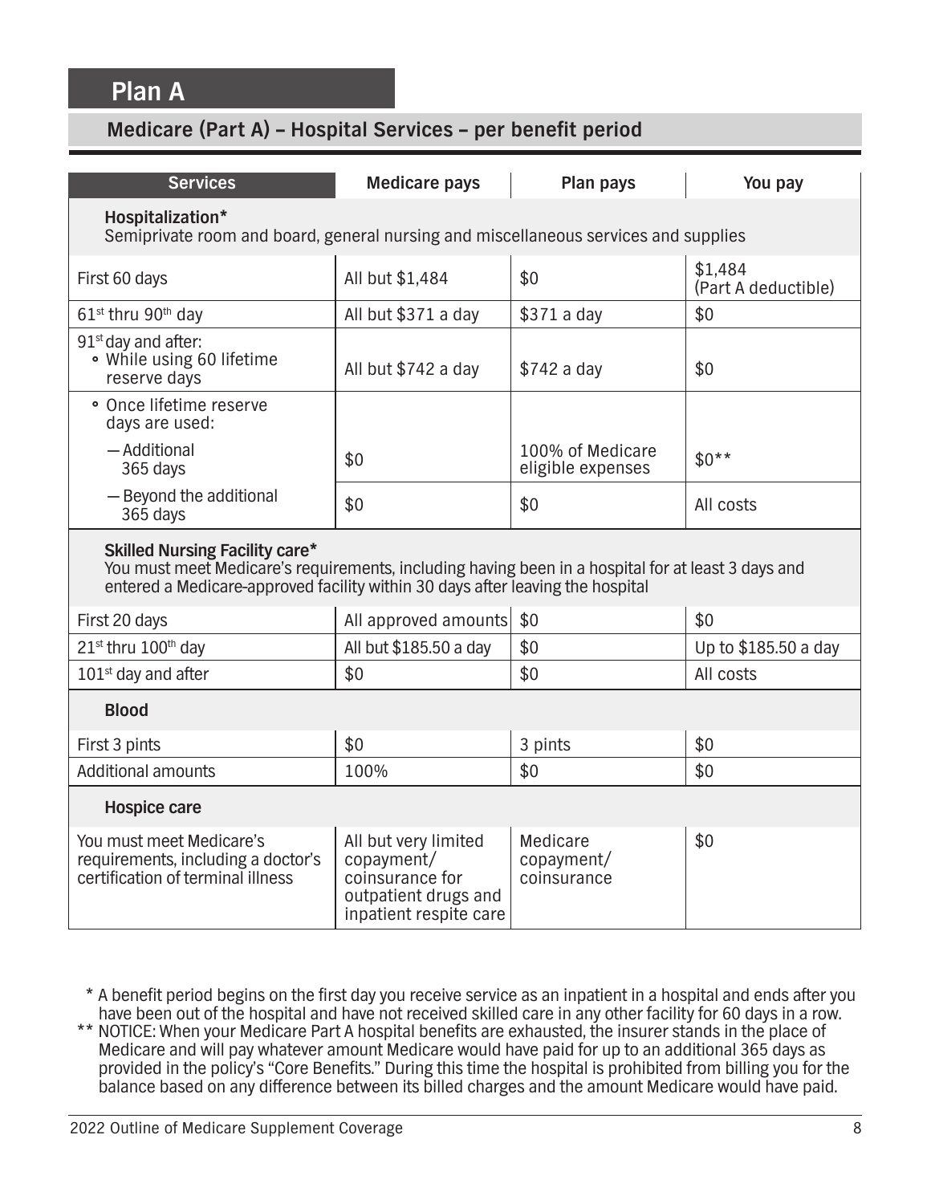## Plan A

### Medicare (Part A) – Hospital Services – per benefit period

| Services | Medicare pays | Plan pays | You pay |
| --- | --- | --- | --- |
| **Hospitalization*** Semiprivate room and board, general nursing and miscellaneous services and supplies | | | |
| First 60 days | All but $1,484 | $0 | $1,484 (Part A deductible) |
| 61st thru 90th day | All but $371 a day | $371 a day | $0 |
| 91st day and after: • While using 60 lifetime reserve days | All but $742 a day | $742 a day | $0 |
| • Once lifetime reserve days are used: | | | |
| — Additional 365 days | $0 | 100% of Medicare eligible expenses | $0** |
| — Beyond the additional 365 days | $0 | $0 | All costs |
| **Skilled Nursing Facility care*** You must meet Medicare's requirements, including having been in a hospital for at least 3 days and entered a Medicare-approved facility within 30 days after leaving the hospital | | | |
| First 20 days | All approved amounts | $0 | $0 |
| 21st thru 100th day | All but $185.50 a day | $0 | Up to $185.50 a day |
| 101st day and after | $0 | $0 | All costs |
| **Blood** | | | |
| First 3 pints | $0 | 3 pints | $0 |
| Additional amounts | 100% | $0 | $0 |
| **Hospice care** | | | |
| You must meet Medicare's requirements, including a doctor's certification of terminal illness | All but very limited copayment/ coinsurance for outpatient drugs and inpatient respite care | Medicare copayment/ coinsurance | $0 |

\* A benefit period begins on the first day you receive service as an inpatient in a hospital and ends after you have been out of the hospital and have not received skilled care in any other facility for 60 days in a row.

** NOTICE: When your Medicare Part A hospital benefits are exhausted, the insurer stands in the place of Medicare and will pay whatever amount Medicare would have paid for up to an additional 365 days as provided in the policy's "Core Benefits." During this time the hospital is prohibited from billing you for the balance based on any difference between its billed charges and the amount Medicare would have paid.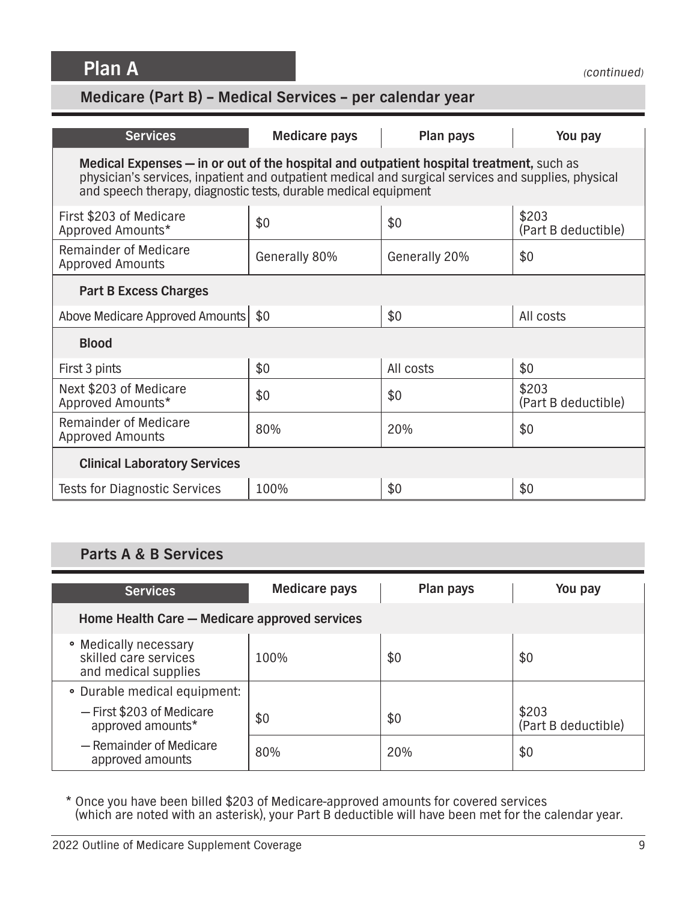## Plan A

*(continued)*

### Medicare (Part B) – Medical Services – per calendar year

| Services | Medicare pays | Plan pays | You pay |
|---|---|---|---|
| **Medical Expenses — in or out of the hospital and outpatient hospital treatment,** such as physician's services, inpatient and outpatient medical and surgical services and supplies, physical and speech therapy, diagnostic tests, durable medical equipment | | | |
| First $203 of Medicare Approved Amounts* | $0 | $0 | $203 (Part B deductible) |
| Remainder of Medicare Approved Amounts | Generally 80% | Generally 20% | $0 |
| **Part B Excess Charges** | | | |
| Above Medicare Approved Amounts | $0 | $0 | All costs |
| **Blood** | | | |
| First 3 pints | $0 | All costs | $0 |
| Next $203 of Medicare Approved Amounts* | $0 | $0 | $203 (Part B deductible) |
| Remainder of Medicare Approved Amounts | 80% | 20% | $0 |
| **Clinical Laboratory Services** | | | |
| Tests for Diagnostic Services | 100% | $0 | $0 |

### Parts A & B Services

| Services | Medicare pays | Plan pays | You pay |
|---|---|---|---|
| **Home Health Care — Medicare approved services** | | | |
| • Medically necessary skilled care services and medical supplies | 100% | $0 | $0 |
| • Durable medical equipment: | | | |
| — First $203 of Medicare approved amounts* | $0 | $0 | $203 (Part B deductible) |
| — Remainder of Medicare approved amounts | 80% | 20% | $0 |

\* Once you have been billed $203 of Medicare-approved amounts for covered services (which are noted with an asterisk), your Part B deductible will have been met for the calendar year.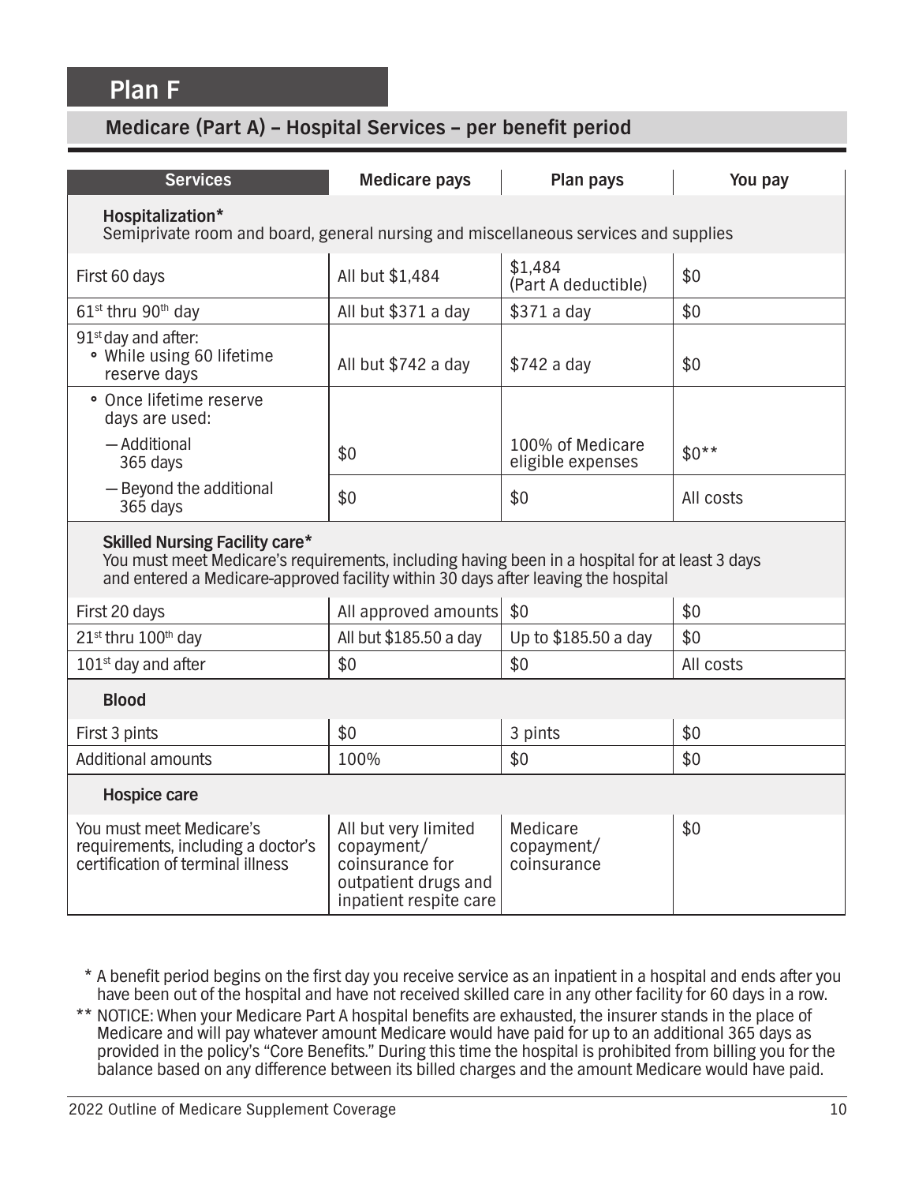# Plan F

## Medicare (Part A) – Hospital Services – per benefit period

| Services | Medicare pays | Plan pays | You pay |
|---|---|---|---|
| **Hospitalization*** Semiprivate room and board, general nursing and miscellaneous services and supplies | | | |
| First 60 days | All but $1,484 | $1,484 (Part A deductible) | $0 |
| 61st thru 90th day | All but $371 a day | $371 a day | $0 |
| 91st day and after: • While using 60 lifetime reserve days | All but $742 a day | $742 a day | $0 |
| • Once lifetime reserve days are used: | | | |
| — Additional 365 days | $0 | 100% of Medicare eligible expenses | $0** |
| — Beyond the additional 365 days | $0 | $0 | All costs |
| **Skilled Nursing Facility care*** You must meet Medicare's requirements, including having been in a hospital for at least 3 days and entered a Medicare-approved facility within 30 days after leaving the hospital | | | |
| First 20 days | All approved amounts | $0 | $0 |
| 21st thru 100th day | All but $185.50 a day | Up to $185.50 a day | $0 |
| 101st day and after | $0 | $0 | All costs |
| **Blood** | | | |
| First 3 pints | $0 | 3 pints | $0 |
| Additional amounts | 100% | $0 | $0 |
| **Hospice care** | | | |
| You must meet Medicare's requirements, including a doctor's certification of terminal illness | All but very limited copayment/ coinsurance for outpatient drugs and inpatient respite care | Medicare copayment/ coinsurance | $0 |

\* A benefit period begins on the first day you receive service as an inpatient in a hospital and ends after you have been out of the hospital and have not received skilled care in any other facility for 60 days in a row.

** NOTICE: When your Medicare Part A hospital benefits are exhausted, the insurer stands in the place of Medicare and will pay whatever amount Medicare would have paid for up to an additional 365 days as provided in the policy's "Core Benefits." During this time the hospital is prohibited from billing you for the balance based on any difference between its billed charges and the amount Medicare would have paid.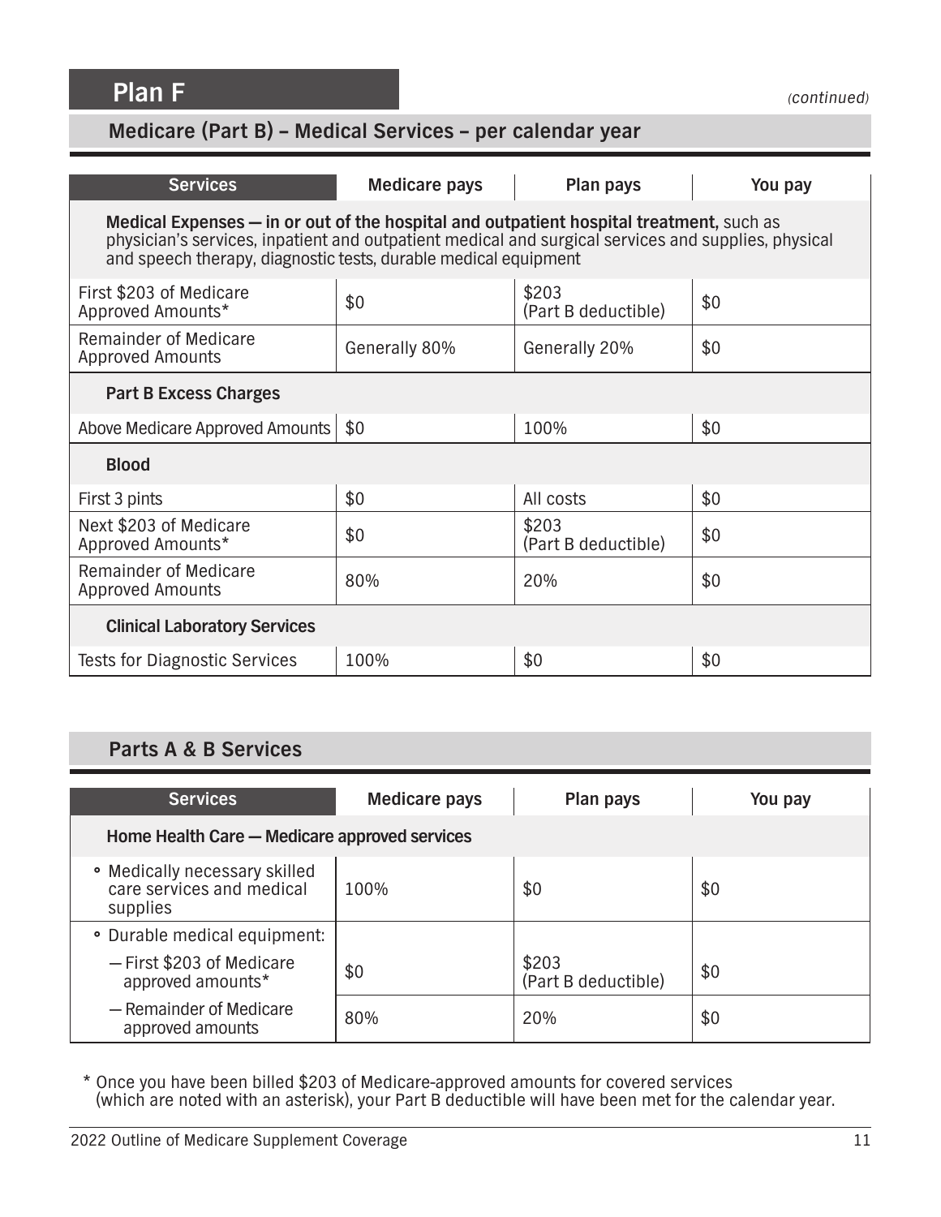## Plan F

*(continued)*

### Medicare (Part B) – Medical Services – per calendar year

| Services | Medicare pays | Plan pays | You pay |
|---|---|---|---|
| **Medical Expenses — in or out of the hospital and outpatient hospital treatment,** such as physician's services, inpatient and outpatient medical and surgical services and supplies, physical and speech therapy, diagnostic tests, durable medical equipment | | | |
| First $203 of Medicare Approved Amounts* | $0 | $203 (Part B deductible) | $0 |
| Remainder of Medicare Approved Amounts | Generally 80% | Generally 20% | $0 |
| **Part B Excess Charges** | | | |
| Above Medicare Approved Amounts | $0 | 100% | $0 |
| **Blood** | | | |
| First 3 pints | $0 | All costs | $0 |
| Next $203 of Medicare Approved Amounts* | $0 | $203 (Part B deductible) | $0 |
| Remainder of Medicare Approved Amounts | 80% | 20% | $0 |
| **Clinical Laboratory Services** | | | |
| Tests for Diagnostic Services | 100% | $0 | $0 |

### Parts A & B Services

| Services | Medicare pays | Plan pays | You pay |
|---|---|---|---|
| **Home Health Care — Medicare approved services** | | | |
| • Medically necessary skilled care services and medical supplies | 100% | $0 | $0 |
| • Durable medical equipment: | | | |
| — First $203 of Medicare approved amounts* | $0 | $203 (Part B deductible) | $0 |
| — Remainder of Medicare approved amounts | 80% | 20% | $0 |

* Once you have been billed $203 of Medicare-approved amounts for covered services (which are noted with an asterisk), your Part B deductible will have been met for the calendar year.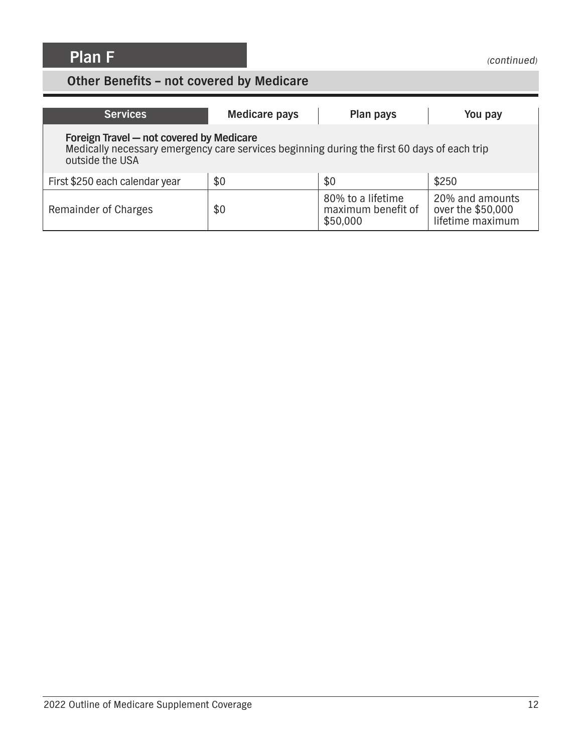## Plan F

*(continued)*

### Other Benefits – not covered by Medicare

| Services | Medicare pays | Plan pays | You pay |
| --- | --- | --- | --- |
| **Foreign Travel — not covered by Medicare**<br>Medically necessary emergency care services beginning during the first 60 days of each trip outside the USA | | | |
| First $250 each calendar year | $0 | $0 | $250 |
| Remainder of Charges | $0 | 80% to a lifetime maximum benefit of $50,000 | 20% and amounts over the $50,000 lifetime maximum |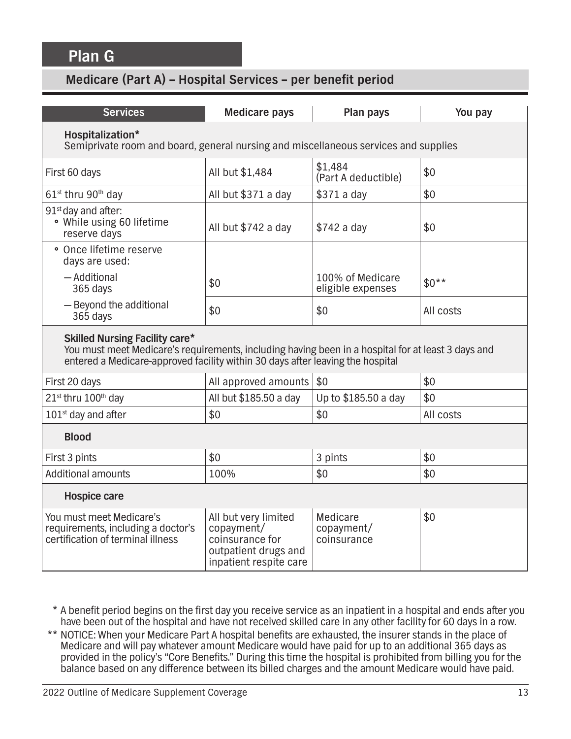# Plan G

## Medicare (Part A) – Hospital Services – per benefit period

| Services | Medicare pays | Plan pays | You pay |
|---|---|---|---|
| **Hospitalization*** <br> Semiprivate room and board, general nursing and miscellaneous services and supplies | | | |
| First 60 days | All but $1,484 | $1,484 (Part A deductible) | $0 |
| 61st thru 90th day | All but $371 a day | $371 a day | $0 |
| 91st day and after: <br> • While using 60 lifetime reserve days | All but $742 a day | $742 a day | $0 |
| • Once lifetime reserve days are used: <br> — Additional 365 days | $0 | 100% of Medicare eligible expenses | $0** |
| — Beyond the additional 365 days | $0 | $0 | All costs |
| **Skilled Nursing Facility care*** <br> You must meet Medicare's requirements, including having been in a hospital for at least 3 days and entered a Medicare-approved facility within 30 days after leaving the hospital | | | |
| First 20 days | All approved amounts | $0 | $0 |
| 21st thru 100th day | All but $185.50 a day | Up to $185.50 a day | $0 |
| 101st day and after | $0 | $0 | All costs |
| **Blood** | | | |
| First 3 pints | $0 | 3 pints | $0 |
| Additional amounts | 100% | $0 | $0 |
| **Hospice care** | | | |
| You must meet Medicare's requirements, including a doctor's certification of terminal illness | All but very limited copayment/coinsurance for outpatient drugs and inpatient respite care | Medicare copayment/coinsurance | $0 |

\* A benefit period begins on the first day you receive service as an inpatient in a hospital and ends after you have been out of the hospital and have not received skilled care in any other facility for 60 days in a row.

\** NOTICE: When your Medicare Part A hospital benefits are exhausted, the insurer stands in the place of Medicare and will pay whatever amount Medicare would have paid for up to an additional 365 days as provided in the policy's "Core Benefits." During this time the hospital is prohibited from billing you for the balance based on any difference between its billed charges and the amount Medicare would have paid.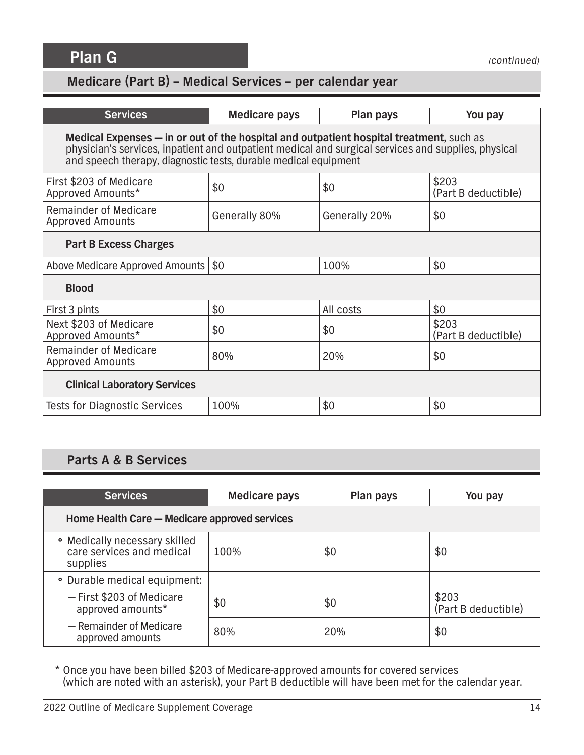## Plan G

*(continued)*

### Medicare (Part B) – Medical Services – per calendar year

| Services | Medicare pays | Plan pays | You pay |
|---|---|---|---|
| **Medical Expenses — in or out of the hospital and outpatient hospital treatment,** such as physician's services, inpatient and outpatient medical and surgical services and supplies, physical and speech therapy, diagnostic tests, durable medical equipment | | | |
| First $203 of Medicare Approved Amounts* | $0 | $0 | $203 (Part B deductible) |
| Remainder of Medicare Approved Amounts | Generally 80% | Generally 20% | $0 |
| **Part B Excess Charges** | | | |
| Above Medicare Approved Amounts | $0 | 100% | $0 |
| **Blood** | | | |
| First 3 pints | $0 | All costs | $0 |
| Next $203 of Medicare Approved Amounts* | $0 | $0 | $203 (Part B deductible) |
| Remainder of Medicare Approved Amounts | 80% | 20% | $0 |
| **Clinical Laboratory Services** | | | |
| Tests for Diagnostic Services | 100% | $0 | $0 |

### Parts A & B Services

| Services | Medicare pays | Plan pays | You pay |
|---|---|---|---|
| **Home Health Care — Medicare approved services** | | | |
| • Medically necessary skilled care services and medical supplies | 100% | $0 | $0 |
| • Durable medical equipment: | | | |
| — First $203 of Medicare approved amounts* | $0 | $0 | $203 (Part B deductible) |
| — Remainder of Medicare approved amounts | 80% | 20% | $0 |

\* Once you have been billed $203 of Medicare-approved amounts for covered services (which are noted with an asterisk), your Part B deductible will have been met for the calendar year.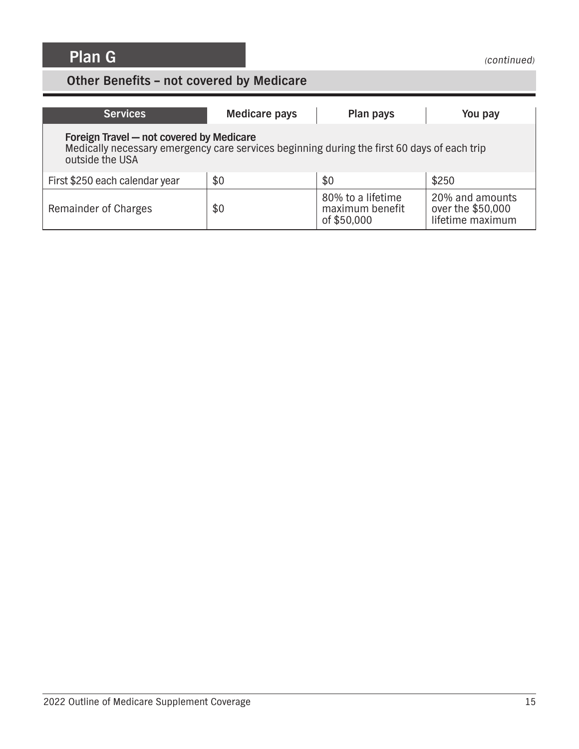# Plan G

*(continued)*

## Other Benefits – not covered by Medicare

| Services | Medicare pays | Plan pays | You pay |
|---|---|---|---|
| **Foreign Travel — not covered by Medicare**<br>Medically necessary emergency care services beginning during the first 60 days of each trip outside the USA | | | |
| First $250 each calendar year | $0 | $0 | $250 |
| Remainder of Charges | $0 | 80% to a lifetime maximum benefit of $50,000 | 20% and amounts over the $50,000 lifetime maximum |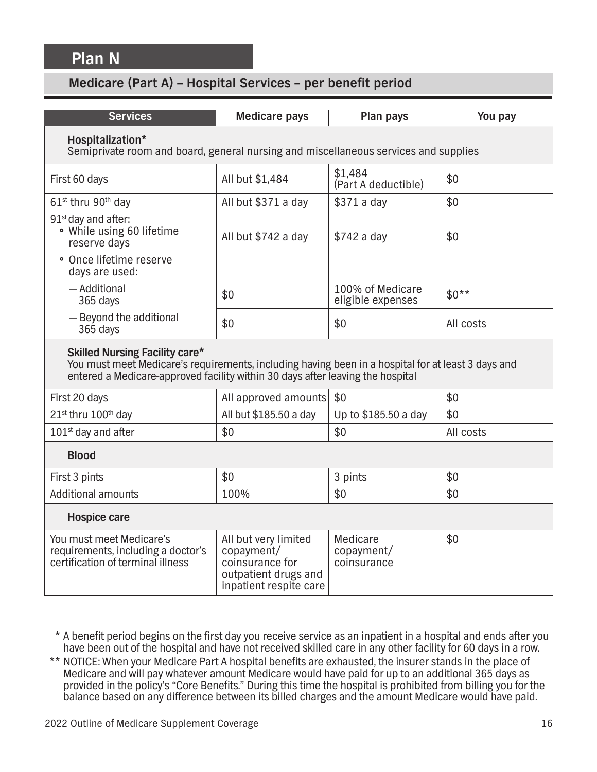# Plan N

## Medicare (Part A) – Hospital Services – per benefit period

| Services | Medicare pays | Plan pays | You pay |
|---|---|---|---|
| **Hospitalization*** Semiprivate room and board, general nursing and miscellaneous services and supplies | | | |
| First 60 days | All but $1,484 | $1,484 (Part A deductible) | $0 |
| 61st thru 90th day | All but $371 a day | $371 a day | $0 |
| 91st day and after: • While using 60 lifetime reserve days | All but $742 a day | $742 a day | $0 |
| • Once lifetime reserve days are used: — Additional 365 days | $0 | 100% of Medicare eligible expenses | $0** |
| — Beyond the additional 365 days | $0 | $0 | All costs |
| **Skilled Nursing Facility care*** You must meet Medicare's requirements, including having been in a hospital for at least 3 days and entered a Medicare-approved facility within 30 days after leaving the hospital | | | |
| First 20 days | All approved amounts | $0 | $0 |
| 21st thru 100th day | All but $185.50 a day | Up to $185.50 a day | $0 |
| 101st day and after | $0 | $0 | All costs |
| **Blood** | | | |
| First 3 pints | $0 | 3 pints | $0 |
| Additional amounts | 100% | $0 | $0 |
| **Hospice care** | | | |
| You must meet Medicare's requirements, including a doctor's certification of terminal illness | All but very limited copayment/ coinsurance for outpatient drugs and inpatient respite care | Medicare copayment/ coinsurance | $0 |

\* A benefit period begins on the first day you receive service as an inpatient in a hospital and ends after you have been out of the hospital and have not received skilled care in any other facility for 60 days in a row.

\** NOTICE: When your Medicare Part A hospital benefits are exhausted, the insurer stands in the place of Medicare and will pay whatever amount Medicare would have paid for up to an additional 365 days as provided in the policy's "Core Benefits." During this time the hospital is prohibited from billing you for the balance based on any difference between its billed charges and the amount Medicare would have paid.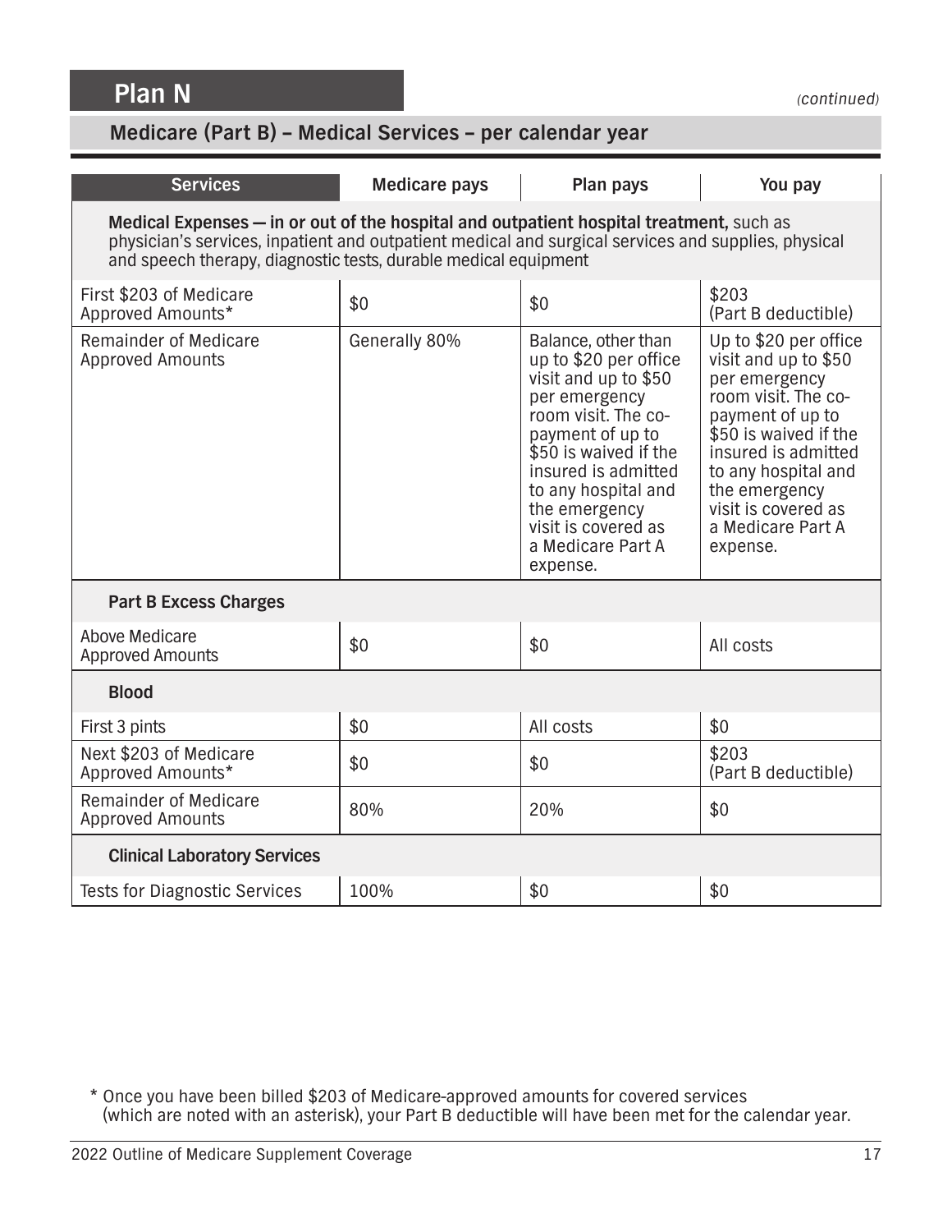## Plan N

*(continued)*

### Medicare (Part B) – Medical Services – per calendar year

| Services | Medicare pays | Plan pays | You pay |
|---|---|---|---|
| **Medical Expenses — in or out of the hospital and outpatient hospital treatment,** such as physician's services, inpatient and outpatient medical and surgical services and supplies, physical and speech therapy, diagnostic tests, durable medical equipment | | | |
| First $203 of Medicare Approved Amounts* | $0 | $0 | $203 (Part B deductible) |
| Remainder of Medicare Approved Amounts | Generally 80% | Balance, other than up to $20 per office visit and up to $50 per emergency room visit. The co-payment of up to $50 is waived if the insured is admitted to any hospital and the emergency visit is covered as a Medicare Part A expense. | Up to $20 per office visit and up to $50 per emergency room visit. The co-payment of up to $50 is waived if the insured is admitted to any hospital and the emergency visit is covered as a Medicare Part A expense. |
| **Part B Excess Charges** | | | |
| Above Medicare Approved Amounts | $0 | $0 | All costs |
| **Blood** | | | |
| First 3 pints | $0 | All costs | $0 |
| Next $203 of Medicare Approved Amounts* | $0 | $0 | $203 (Part B deductible) |
| Remainder of Medicare Approved Amounts | 80% | 20% | $0 |
| **Clinical Laboratory Services** | | | |
| Tests for Diagnostic Services | 100% | $0 | $0 |

\* Once you have been billed $203 of Medicare-approved amounts for covered services (which are noted with an asterisk), your Part B deductible will have been met for the calendar year.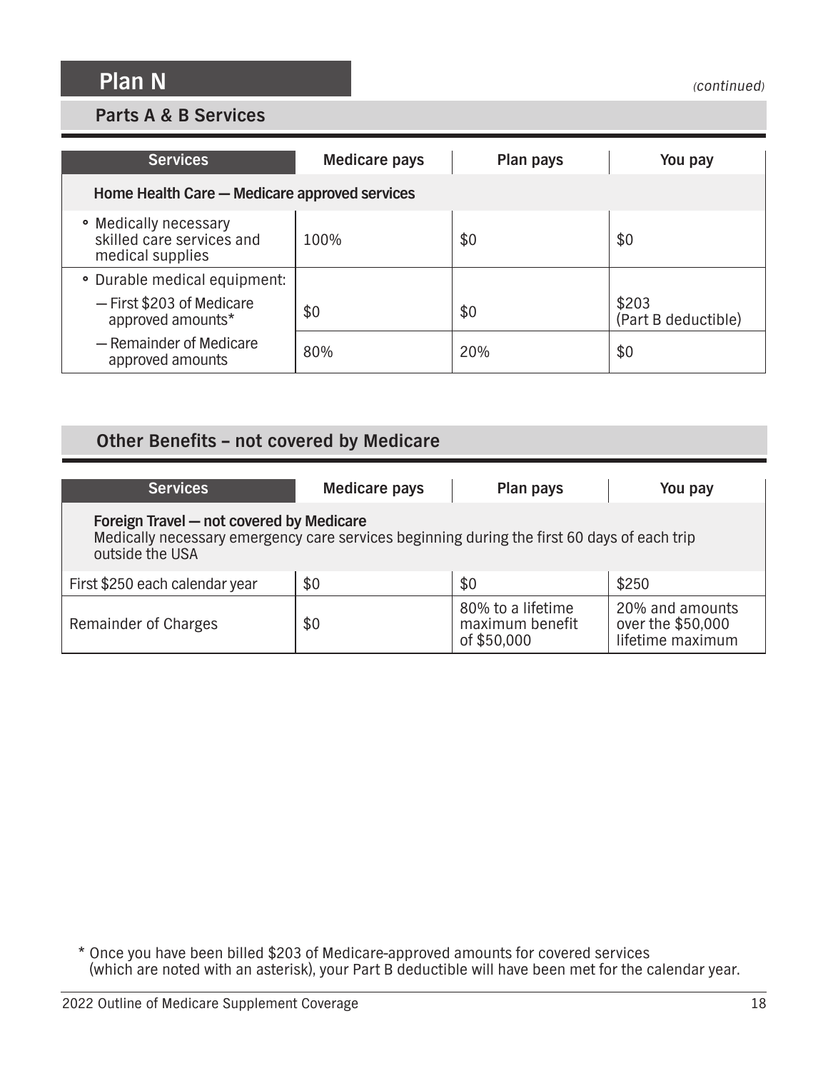## Plan N

*(continued)*

### Parts A & B Services

| Services | Medicare pays | Plan pays | You pay |
|---|---|---|---|
| **Home Health Care — Medicare approved services** | | | |
| • Medically necessary skilled care services and medical supplies | 100% | $0 | $0 |
| • Durable medical equipment: | | | |
| — First $203 of Medicare approved amounts* | $0 | $0 | $203 (Part B deductible) |
| — Remainder of Medicare approved amounts | 80% | 20% | $0 |

### Other Benefits – not covered by Medicare

| Services | Medicare pays | Plan pays | You pay |
|---|---|---|---|
| **Foreign Travel — not covered by Medicare** Medically necessary emergency care services beginning during the first 60 days of each trip outside the USA | | | |
| First $250 each calendar year | $0 | $0 | $250 |
| Remainder of Charges | $0 | 80% to a lifetime maximum benefit of $50,000 | 20% and amounts over the $50,000 lifetime maximum |

\* Once you have been billed $203 of Medicare-approved amounts for covered services (which are noted with an asterisk), your Part B deductible will have been met for the calendar year.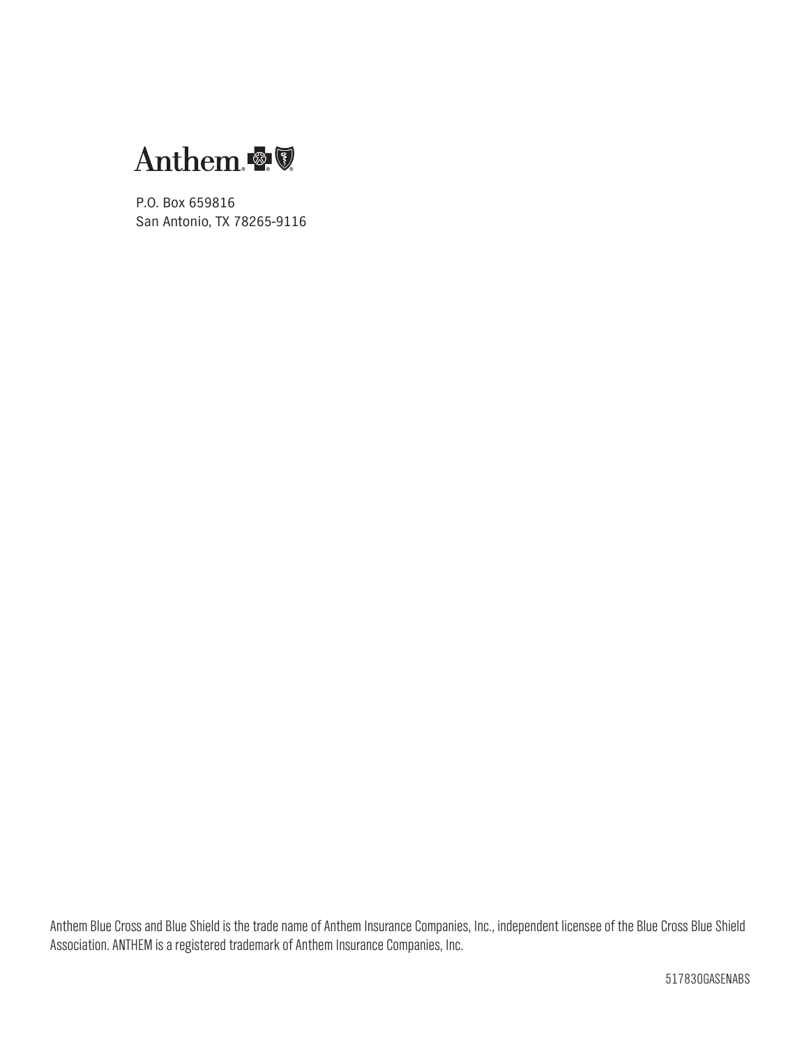Anthem

P.O. Box 659816
San Antonio, TX 78265-9116

Anthem Blue Cross and Blue Shield is the trade name of Anthem Insurance Companies, Inc., independent licensee of the Blue Cross Blue Shield Association. ANTHEM is a registered trademark of Anthem Insurance Companies, Inc.

517830GASENABS